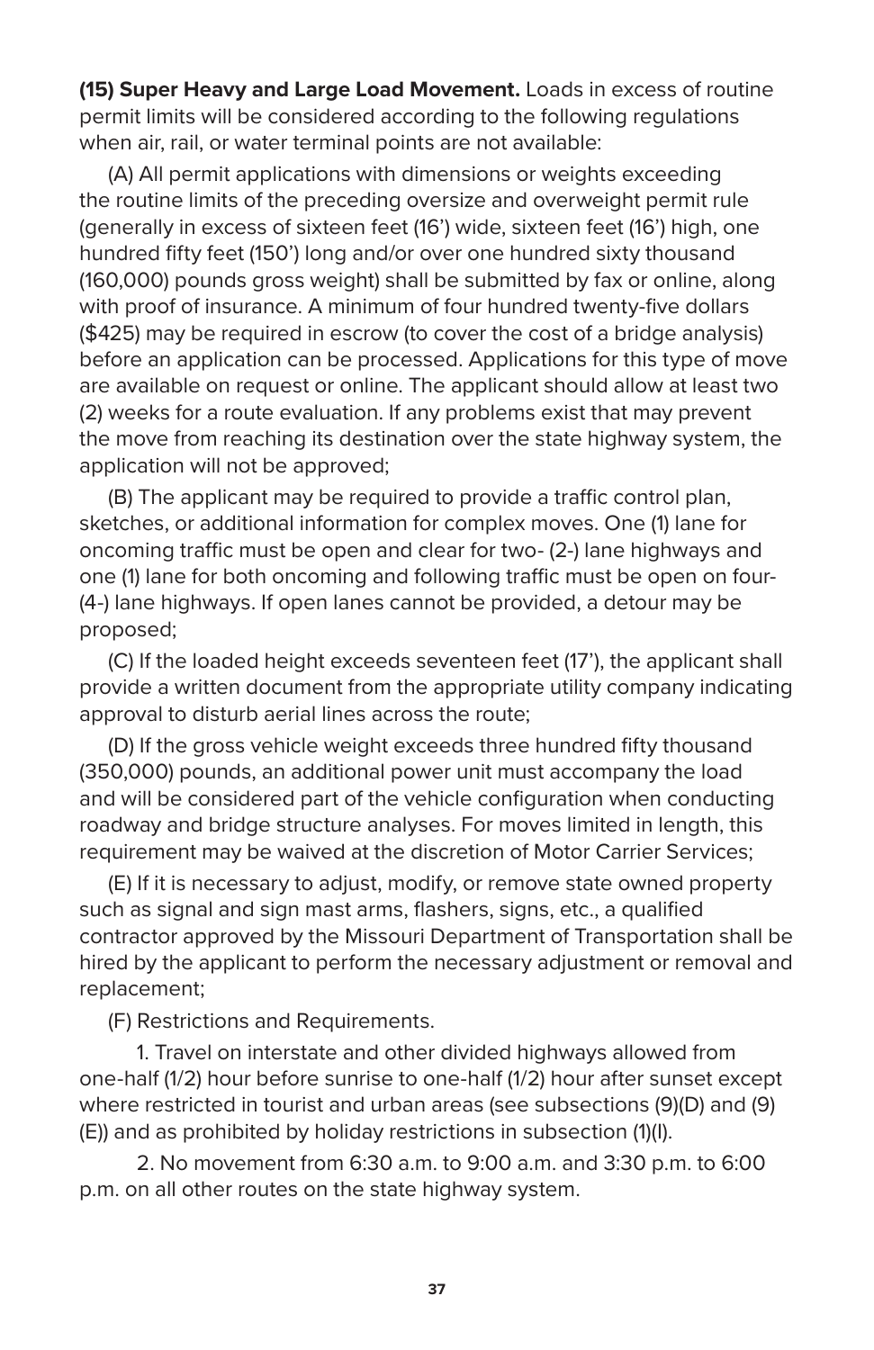**(15) Super Heavy and Large Load Movement.** Loads in excess of routine permit limits will be considered according to the following regulations when air, rail, or water terminal points are not available:

(A) All permit applications with dimensions or weights exceeding the routine limits of the preceding oversize and overweight permit rule (generally in excess of sixteen feet (16') wide, sixteen feet (16') high, one hundred fifty feet (150') long and/or over one hundred sixty thousand (160,000) pounds gross weight) shall be submitted by fax or online, along with proof of insurance. A minimum of four hundred twenty-five dollars ($425) may be required in escrow (to cover the cost of a bridge analysis) before an application can be processed. Applications for this type of move are available on request or online. The applicant should allow at least two (2) weeks for a route evaluation. If any problems exist that may prevent the move from reaching its destination over the state highway system, the application will not be approved;

(B) The applicant may be required to provide a traffic control plan, sketches, or additional information for complex moves. One (1) lane for oncoming traffic must be open and clear for two- (2-) lane highways and one (1) lane for both oncoming and following traffic must be open on four- (4-) lane highways. If open lanes cannot be provided, a detour may be proposed;

(C) If the loaded height exceeds seventeen feet (17'), the applicant shall provide a written document from the appropriate utility company indicating approval to disturb aerial lines across the route;

(D) If the gross vehicle weight exceeds three hundred fifty thousand (350,000) pounds, an additional power unit must accompany the load and will be considered part of the vehicle configuration when conducting roadway and bridge structure analyses. For moves limited in length, this requirement may be waived at the discretion of Motor Carrier Services;

(E) If it is necessary to adjust, modify, or remove state owned property such as signal and sign mast arms, flashers, signs, etc., a qualified contractor approved by the Missouri Department of Transportation shall be hired by the applicant to perform the necessary adjustment or removal and replacement;

(F) Restrictions and Requirements.

1. Travel on interstate and other divided highways allowed from one-half (1/2) hour before sunrise to one-half (1/2) hour after sunset except where restricted in tourist and urban areas (see subsections (9)(D) and (9)(E)) and as prohibited by holiday restrictions in subsection (1)(I).

2. No movement from 6:30 a.m. to 9:00 a.m. and 3:30 p.m. to 6:00 p.m. on all other routes on the state highway system.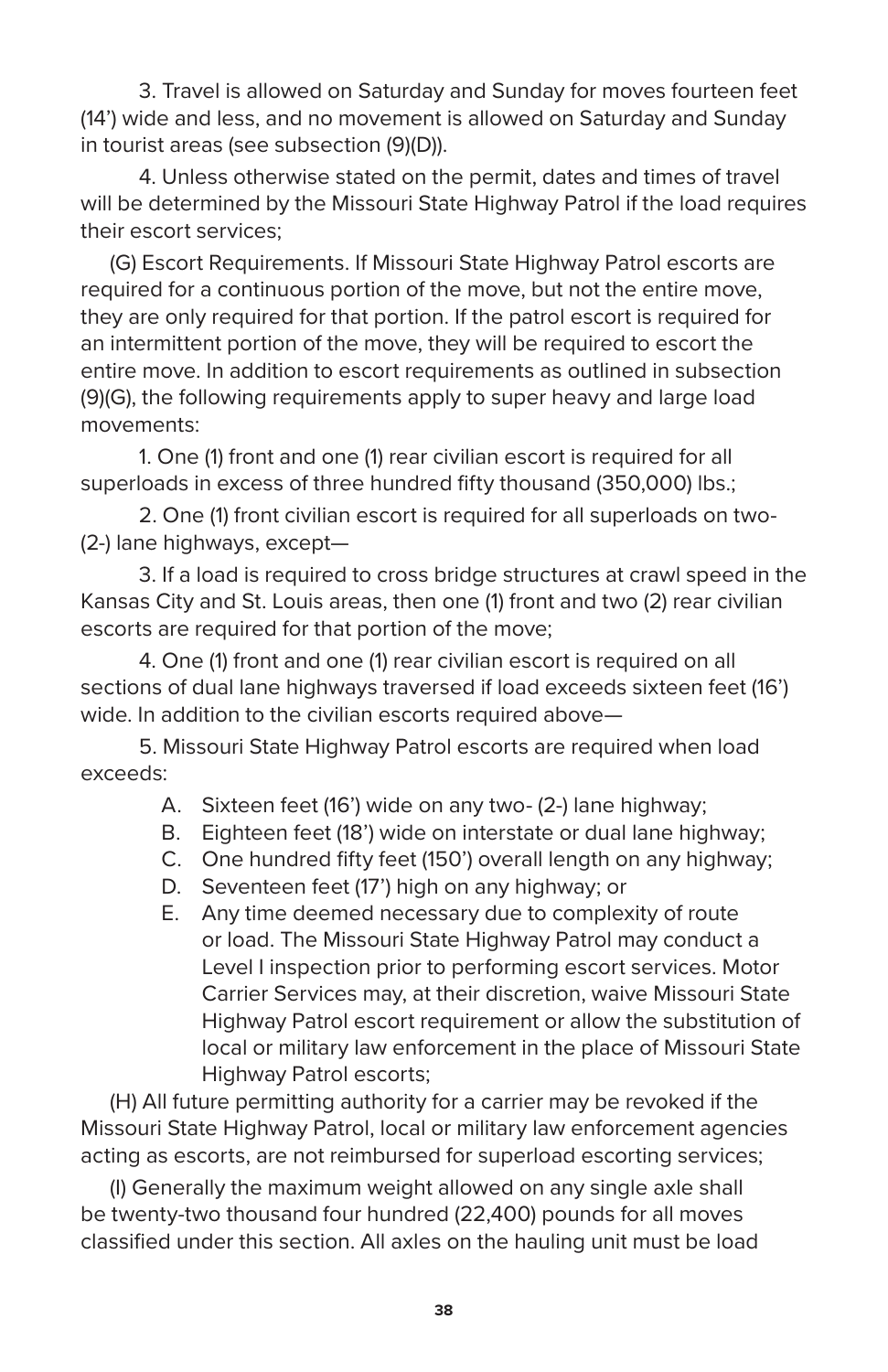3. Travel is allowed on Saturday and Sunday for moves fourteen feet (14') wide and less, and no movement is allowed on Saturday and Sunday in tourist areas (see subsection (9)(D)).

4. Unless otherwise stated on the permit, dates and times of travel will be determined by the Missouri State Highway Patrol if the load requires their escort services;

(G) Escort Requirements. If Missouri State Highway Patrol escorts are required for a continuous portion of the move, but not the entire move, they are only required for that portion. If the patrol escort is required for an intermittent portion of the move, they will be required to escort the entire move. In addition to escort requirements as outlined in subsection (9)(G), the following requirements apply to super heavy and large load movements:

1. One (1) front and one (1) rear civilian escort is required for all superloads in excess of three hundred fifty thousand (350,000) lbs.;

2. One (1) front civilian escort is required for all superloads on two- (2-) lane highways, except—

3. If a load is required to cross bridge structures at crawl speed in the Kansas City and St. Louis areas, then one (1) front and two (2) rear civilian escorts are required for that portion of the move;

4. One (1) front and one (1) rear civilian escort is required on all sections of dual lane highways traversed if load exceeds sixteen feet (16') wide. In addition to the civilian escorts required above—

5. Missouri State Highway Patrol escorts are required when load exceeds:

A. Sixteen feet (16') wide on any two- (2-) lane highway;

B. Eighteen feet (18') wide on interstate or dual lane highway;

C. One hundred fifty feet (150') overall length on any highway;

D. Seventeen feet (17') high on any highway; or

E. Any time deemed necessary due to complexity of route or load. The Missouri State Highway Patrol may conduct a Level I inspection prior to performing escort services. Motor Carrier Services may, at their discretion, waive Missouri State Highway Patrol escort requirement or allow the substitution of local or military law enforcement in the place of Missouri State Highway Patrol escorts;

(H) All future permitting authority for a carrier may be revoked if the Missouri State Highway Patrol, local or military law enforcement agencies acting as escorts, are not reimbursed for superload escorting services;

(I) Generally the maximum weight allowed on any single axle shall be twenty-two thousand four hundred (22,400) pounds for all moves classified under this section. All axles on the hauling unit must be load